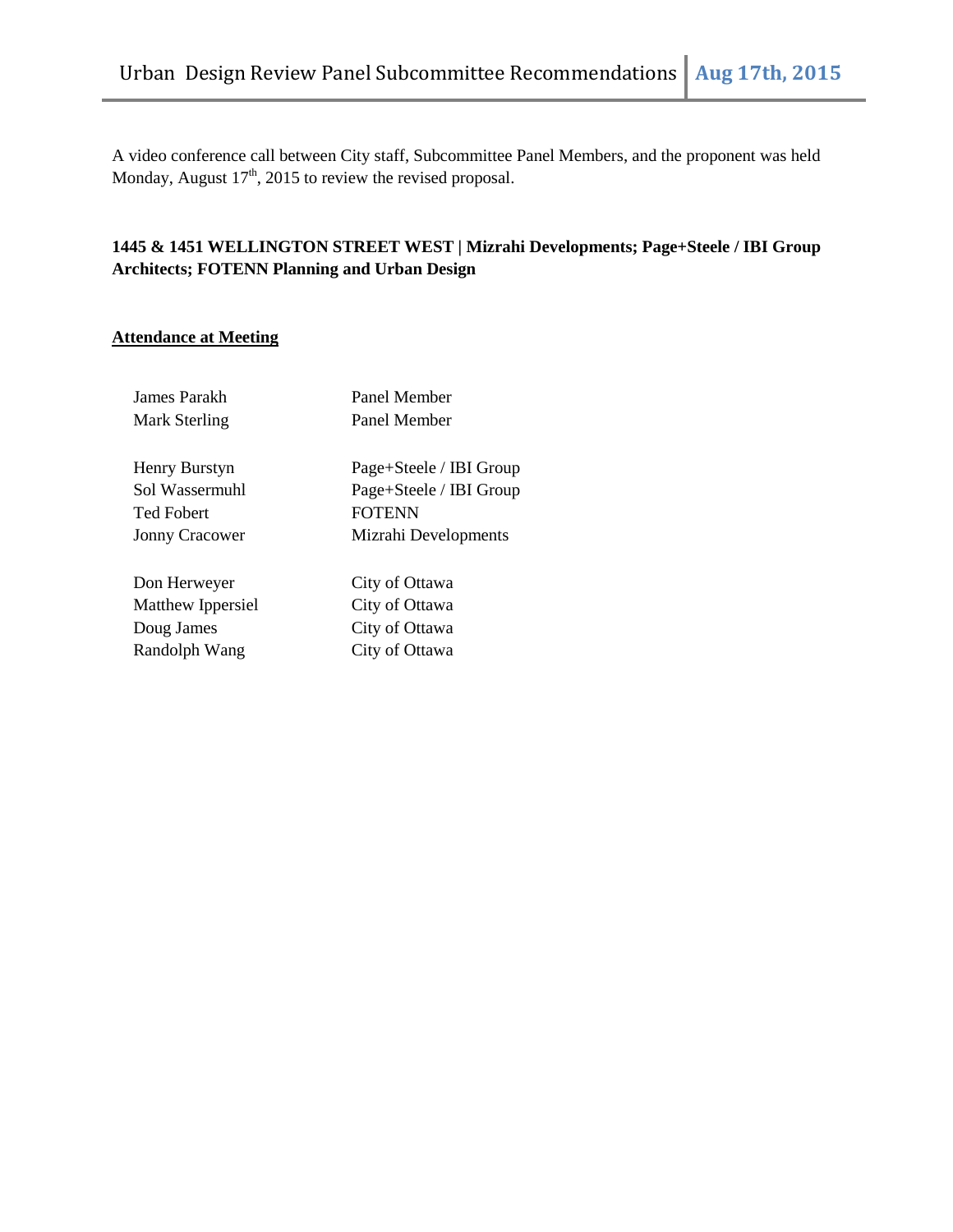A video conference call between City staff, Subcommittee Panel Members, and the proponent was held Monday, August 17th, 2015 to review the revised proposal.

**1445 & 1451 WELLINGTON STREET WEST | Mizrahi Developments; Page+Steele / IBI Group Architects; FOTENN Planning and Urban Design**

**Attendance at Meeting**

| | |
|---|---|
| James Parakh | Panel Member |
| Mark Sterling | Panel Member |
| | |
| Henry Burstyn | Page+Steele / IBI Group |
| Sol Wassermuhl | Page+Steele / IBI Group |
| Ted Fobert | FOTENN |
| Jonny Cracower | Mizrahi Developments |
| | |
| Don Herweyer | City of Ottawa |
| Matthew Ippersiel | City of Ottawa |
| Doug James | City of Ottawa |
| Randolph Wang | City of Ottawa |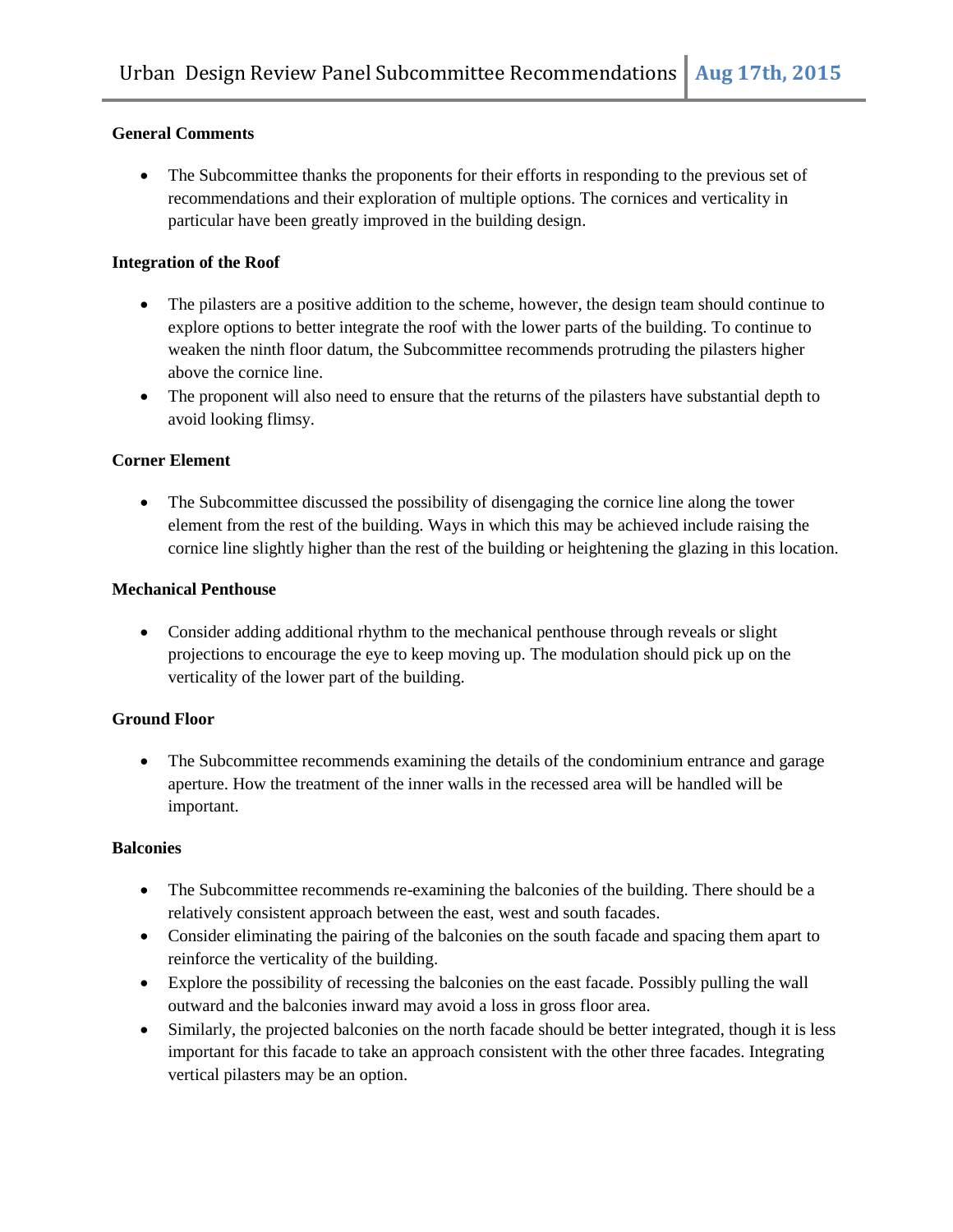**General Comments**

- The Subcommittee thanks the proponents for their efforts in responding to the previous set of recommendations and their exploration of multiple options. The cornices and verticality in particular have been greatly improved in the building design.

**Integration of the Roof**

- The pilasters are a positive addition to the scheme, however, the design team should continue to explore options to better integrate the roof with the lower parts of the building. To continue to weaken the ninth floor datum, the Subcommittee recommends protruding the pilasters higher above the cornice line.
- The proponent will also need to ensure that the returns of the pilasters have substantial depth to avoid looking flimsy.

**Corner Element**

- The Subcommittee discussed the possibility of disengaging the cornice line along the tower element from the rest of the building. Ways in which this may be achieved include raising the cornice line slightly higher than the rest of the building or heightening the glazing in this location.

**Mechanical Penthouse**

- Consider adding additional rhythm to the mechanical penthouse through reveals or slight projections to encourage the eye to keep moving up. The modulation should pick up on the verticality of the lower part of the building.

**Ground Floor**

- The Subcommittee recommends examining the details of the condominium entrance and garage aperture. How the treatment of the inner walls in the recessed area will be handled will be important.

**Balconies**

- The Subcommittee recommends re-examining the balconies of the building. There should be a relatively consistent approach between the east, west and south facades.
- Consider eliminating the pairing of the balconies on the south facade and spacing them apart to reinforce the verticality of the building.
- Explore the possibility of recessing the balconies on the east facade. Possibly pulling the wall outward and the balconies inward may avoid a loss in gross floor area.
- Similarly, the projected balconies on the north facade should be better integrated, though it is less important for this facade to take an approach consistent with the other three facades. Integrating vertical pilasters may be an option.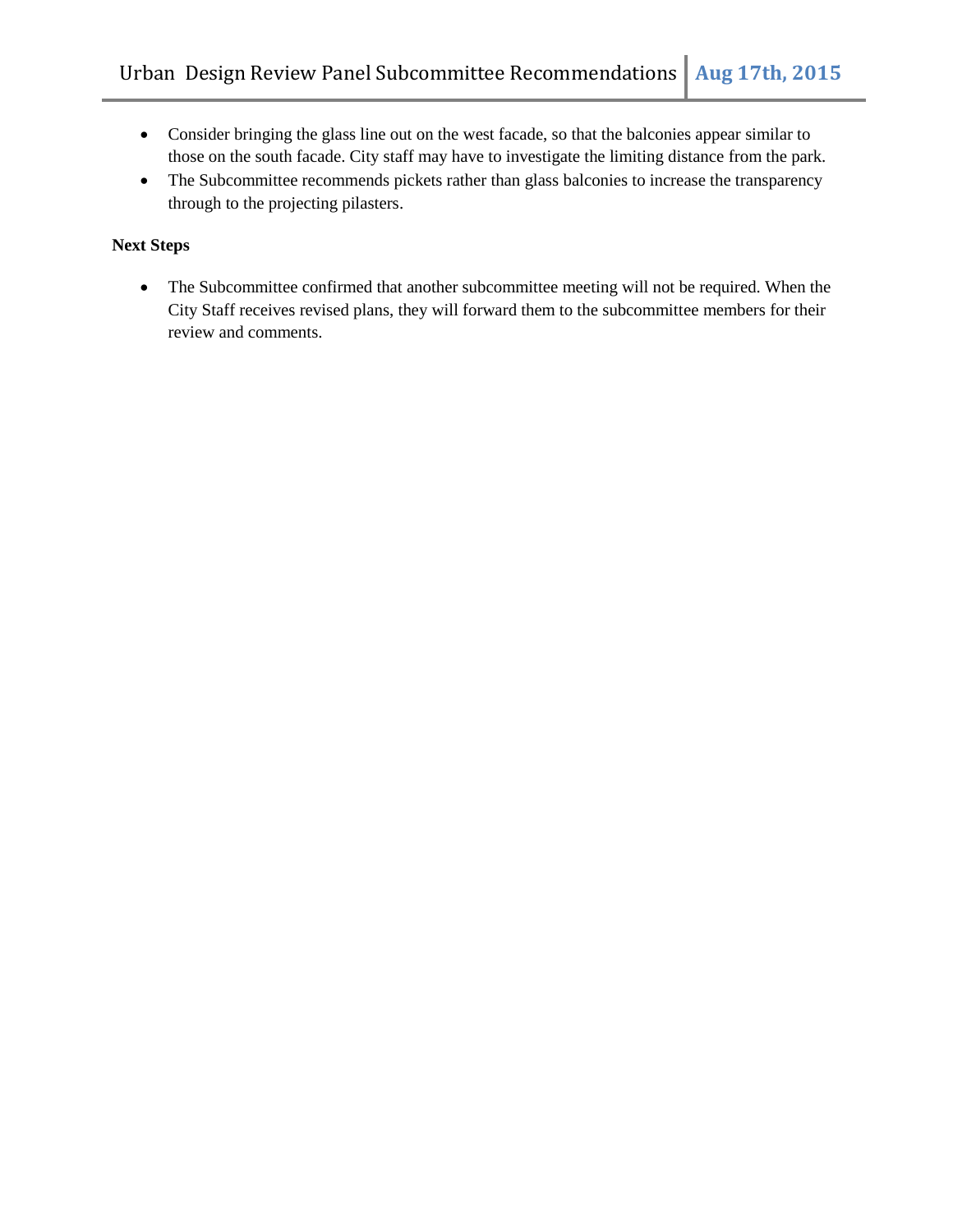- Consider bringing the glass line out on the west facade, so that the balconies appear similar to those on the south facade. City staff may have to investigate the limiting distance from the park.
- The Subcommittee recommends pickets rather than glass balconies to increase the transparency through to the projecting pilasters.

**Next Steps**

- The Subcommittee confirmed that another subcommittee meeting will not be required. When the City Staff receives revised plans, they will forward them to the subcommittee members for their review and comments.